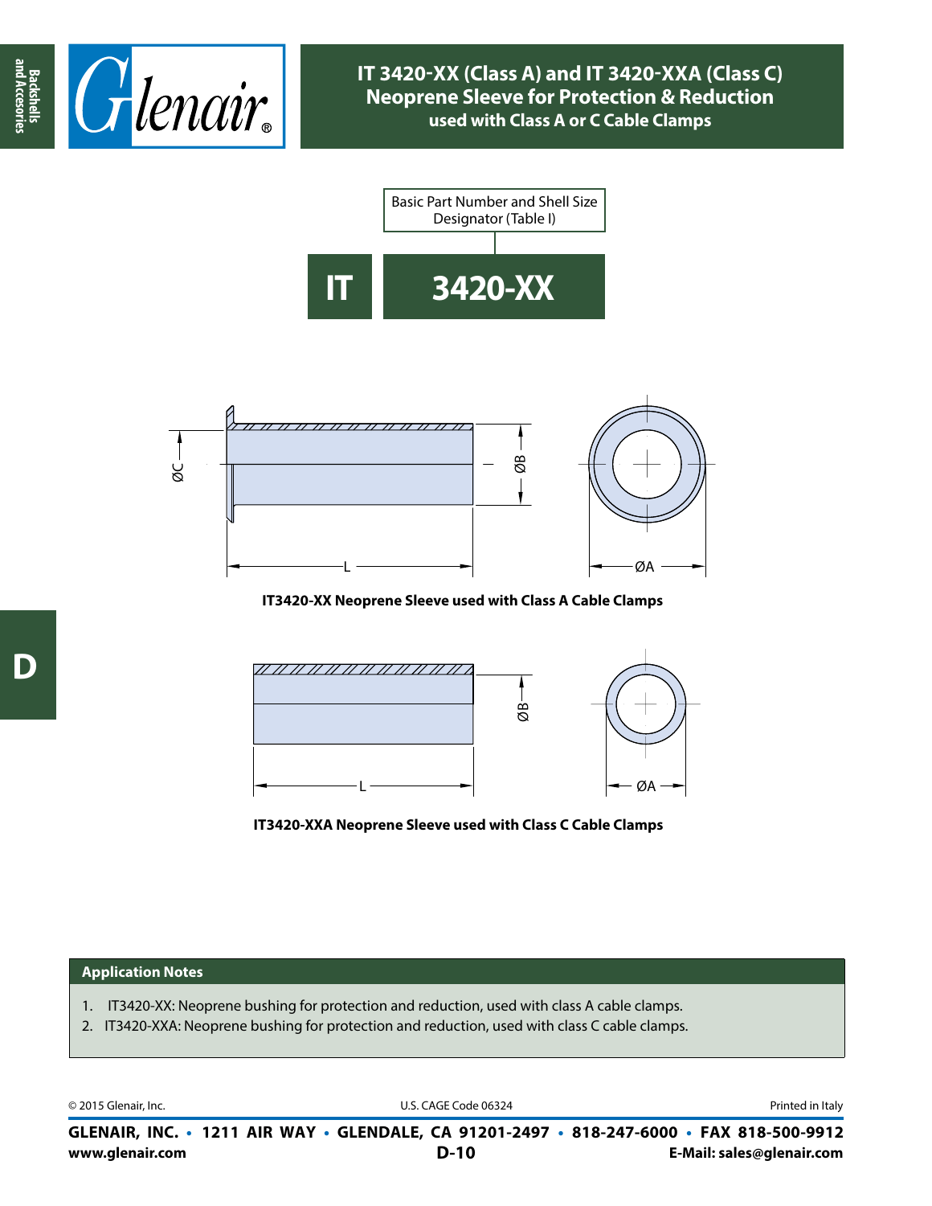# IT 3420-XX (Class A) and IT 3420-XXA (Class C) Neoprene Sleeve for Protection & Reduction

### used with Class A or C Cable Clamps

Basic Part Number and Shell Size Designator (Table I)

**IT** **3420-XX**

ØC ØB L ØA

**IT3420-XX Neoprene Sleeve used with Class A Cable Clamps**

ØB L ØA

**IT3420-XXA Neoprene Sleeve used with Class C Cable Clamps**

## Application Notes

1. IT3420-XX: Neoprene bushing for protection and reduction, used with class A cable clamps.
2. IT3420-XXA: Neoprene bushing for protection and reduction, used with class C cable clamps.

© 2015 Glenair, Inc. U.S. CAGE Code 06324 Printed in Italy

**GLENAIR, INC. • 1211 AIR WAY • GLENDALE, CA 91201-2497 • 818-247-6000 • FAX 818-500-9912**
**www.glenair.com** **E-Mail: sales@glenair.com**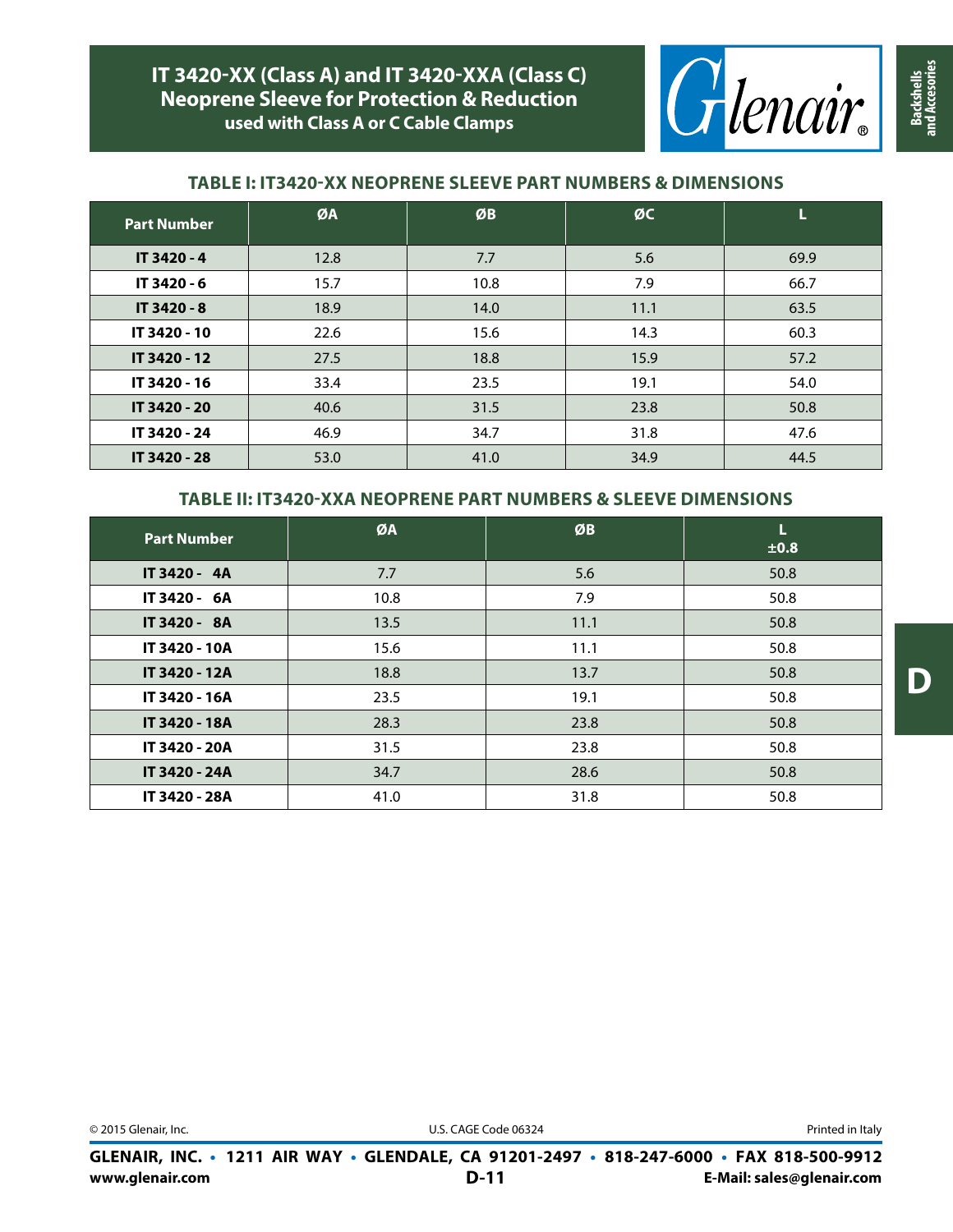# IT 3420-XX (Class A) and IT 3420-XXA (Class C) Neoprene Sleeve for Protection & Reduction used with Class A or C Cable Clamps

## TABLE I: IT3420-XX NEOPRENE SLEEVE PART NUMBERS & DIMENSIONS

| Part Number | ØA | ØB | ØC | L |
|---|---|---|---|---|
| IT 3420 - 4 | 12.8 | 7.7 | 5.6 | 69.9 |
| IT 3420 - 6 | 15.7 | 10.8 | 7.9 | 66.7 |
| IT 3420 - 8 | 18.9 | 14.0 | 11.1 | 63.5 |
| IT 3420 - 10 | 22.6 | 15.6 | 14.3 | 60.3 |
| IT 3420 - 12 | 27.5 | 18.8 | 15.9 | 57.2 |
| IT 3420 - 16 | 33.4 | 23.5 | 19.1 | 54.0 |
| IT 3420 - 20 | 40.6 | 31.5 | 23.8 | 50.8 |
| IT 3420 - 24 | 46.9 | 34.7 | 31.8 | 47.6 |
| IT 3420 - 28 | 53.0 | 41.0 | 34.9 | 44.5 |

## TABLE II: IT3420-XXA NEOPRENE PART NUMBERS & SLEEVE DIMENSIONS

| Part Number | ØA | ØB | L ±0.8 |
|---|---|---|---|
| IT 3420 - 4A | 7.7 | 5.6 | 50.8 |
| IT 3420 - 6A | 10.8 | 7.9 | 50.8 |
| IT 3420 - 8A | 13.5 | 11.1 | 50.8 |
| IT 3420 - 10A | 15.6 | 11.1 | 50.8 |
| IT 3420 - 12A | 18.8 | 13.7 | 50.8 |
| IT 3420 - 16A | 23.5 | 19.1 | 50.8 |
| IT 3420 - 18A | 28.3 | 23.8 | 50.8 |
| IT 3420 - 20A | 31.5 | 23.8 | 50.8 |
| IT 3420 - 24A | 34.7 | 28.6 | 50.8 |
| IT 3420 - 28A | 41.0 | 31.8 | 50.8 |